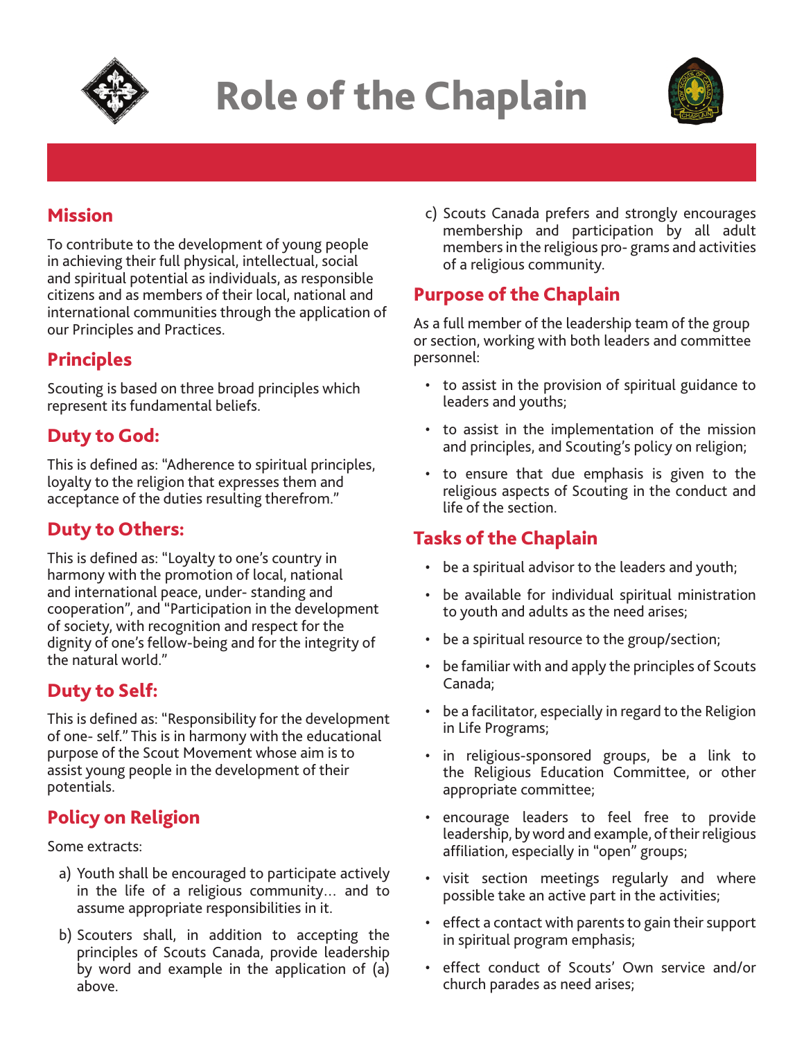# Role of the Chaplain

## Mission

To contribute to the development of young people in achieving their full physical, intellectual, social and spiritual potential as individuals, as responsible citizens and as members of their local, national and international communities through the application of our Principles and Practices.

## Principles

Scouting is based on three broad principles which represent its fundamental beliefs.

## Duty to God:

This is defined as: "Adherence to spiritual principles, loyalty to the religion that expresses them and acceptance of the duties resulting therefrom."

## Duty to Others:

This is defined as: "Loyalty to one's country in harmony with the promotion of local, national and international peace, under- standing and cooperation", and "Participation in the development of society, with recognition and respect for the dignity of one's fellow-being and for the integrity of the natural world."

## Duty to Self:

This is defined as: "Responsibility for the development of one- self." This is in harmony with the educational purpose of the Scout Movement whose aim is to assist young people in the development of their potentials.

## Policy on Religion

Some extracts:

a) Youth shall be encouraged to participate actively in the life of a religious community… and to assume appropriate responsibilities in it.

b) Scouters shall, in addition to accepting the principles of Scouts Canada, provide leadership by word and example in the application of (a) above.

c) Scouts Canada prefers and strongly encourages membership and participation by all adult members in the religious pro- grams and activities of a religious community.

## Purpose of the Chaplain

As a full member of the leadership team of the group or section, working with both leaders and committee personnel:

- to assist in the provision of spiritual guidance to leaders and youths;
- to assist in the implementation of the mission and principles, and Scouting's policy on religion;
- to ensure that due emphasis is given to the religious aspects of Scouting in the conduct and life of the section.

## Tasks of the Chaplain

- be a spiritual advisor to the leaders and youth;
- be available for individual spiritual ministration to youth and adults as the need arises;
- be a spiritual resource to the group/section;
- be familiar with and apply the principles of Scouts Canada;
- be a facilitator, especially in regard to the Religion in Life Programs;
- in religious-sponsored groups, be a link to the Religious Education Committee, or other appropriate committee;
- encourage leaders to feel free to provide leadership, by word and example, of their religious affiliation, especially in "open" groups;
- visit section meetings regularly and where possible take an active part in the activities;
- effect a contact with parents to gain their support in spiritual program emphasis;
- effect conduct of Scouts' Own service and/or church parades as need arises;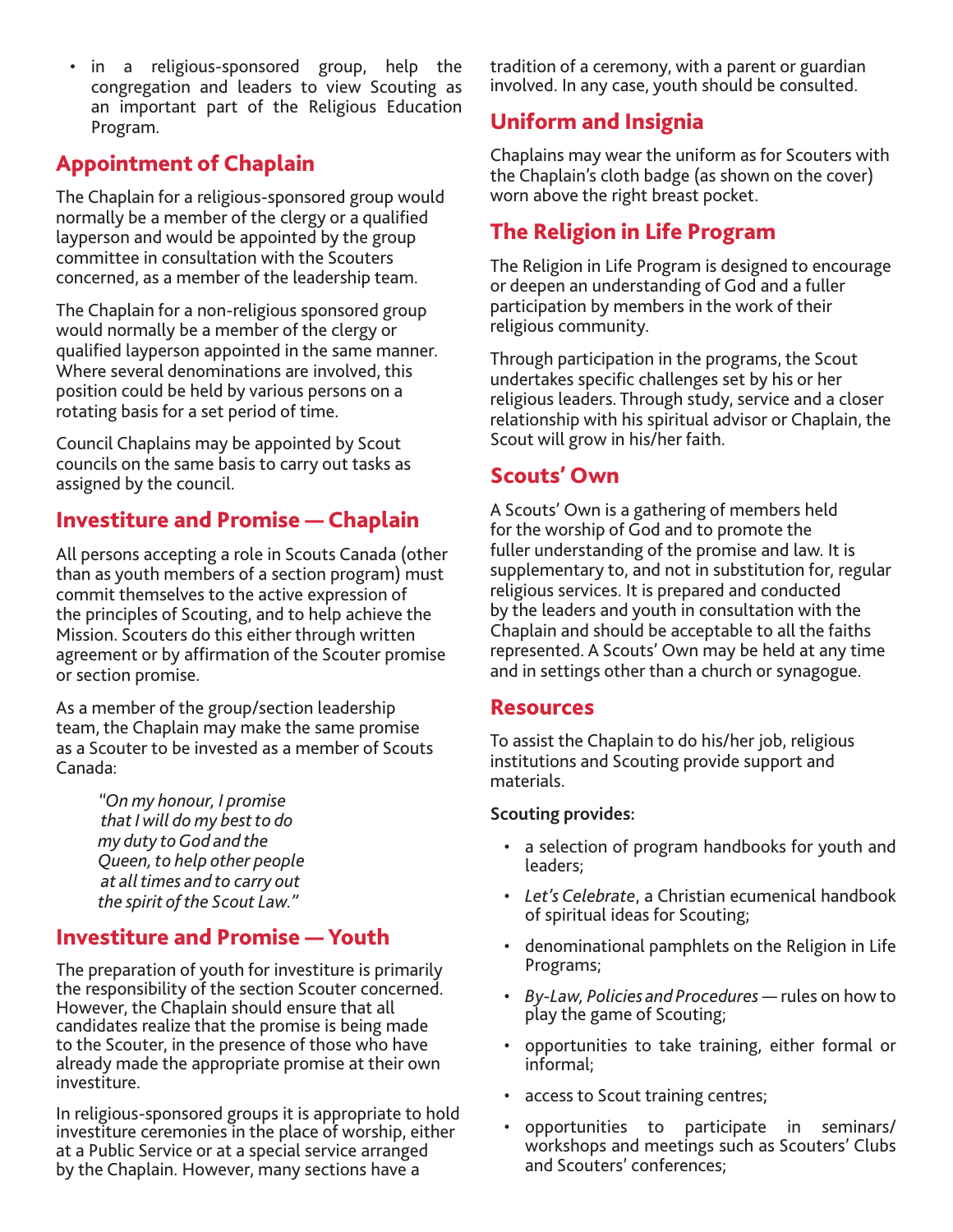- in a religious-sponsored group, help the congregation and leaders to view Scouting as an important part of the Religious Education Program.

## Appointment of Chaplain

The Chaplain for a religious-sponsored group would normally be a member of the clergy or a qualified layperson and would be appointed by the group committee in consultation with the Scouters concerned, as a member of the leadership team.

The Chaplain for a non-religious sponsored group would normally be a member of the clergy or qualified layperson appointed in the same manner. Where several denominations are involved, this position could be held by various persons on a rotating basis for a set period of time.

Council Chaplains may be appointed by Scout councils on the same basis to carry out tasks as assigned by the council.

## Investiture and Promise — Chaplain

All persons accepting a role in Scouts Canada (other than as youth members of a section program) must commit themselves to the active expression of the principles of Scouting, and to help achieve the Mission. Scouters do this either through written agreement or by affirmation of the Scouter promise or section promise.

As a member of the group/section leadership team, the Chaplain may make the same promise as a Scouter to be invested as a member of Scouts Canada:

> *"On my honour, I promise that I will do my best to do my duty to God and the Queen, to help other people at all times and to carry out the spirit of the Scout Law."*

## Investiture and Promise — Youth

The preparation of youth for investiture is primarily the responsibility of the section Scouter concerned. However, the Chaplain should ensure that all candidates realize that the promise is being made to the Scouter, in the presence of those who have already made the appropriate promise at their own investiture.

In religious-sponsored groups it is appropriate to hold investiture ceremonies in the place of worship, either at a Public Service or at a special service arranged by the Chaplain. However, many sections have a tradition of a ceremony, with a parent or guardian involved. In any case, youth should be consulted.

## Uniform and Insignia

Chaplains may wear the uniform as for Scouters with the Chaplain's cloth badge (as shown on the cover) worn above the right breast pocket.

## The Religion in Life Program

The Religion in Life Program is designed to encourage or deepen an understanding of God and a fuller participation by members in the work of their religious community.

Through participation in the programs, the Scout undertakes specific challenges set by his or her religious leaders. Through study, service and a closer relationship with his spiritual advisor or Chaplain, the Scout will grow in his/her faith.

## Scouts' Own

A Scouts' Own is a gathering of members held for the worship of God and to promote the fuller understanding of the promise and law. It is supplementary to, and not in substitution for, regular religious services. It is prepared and conducted by the leaders and youth in consultation with the Chaplain and should be acceptable to all the faiths represented. A Scouts' Own may be held at any time and in settings other than a church or synagogue.

## Resources

To assist the Chaplain to do his/her job, religious institutions and Scouting provide support and materials.

**Scouting provides:**

- a selection of program handbooks for youth and leaders;
- *Let's Celebrate*, a Christian ecumenical handbook of spiritual ideas for Scouting;
- denominational pamphlets on the Religion in Life Programs;
- *By-Law, Policies and Procedures* — rules on how to play the game of Scouting;
- opportunities to take training, either formal or informal;
- access to Scout training centres;
- opportunities to participate in seminars/ workshops and meetings such as Scouters' Clubs and Scouters' conferences;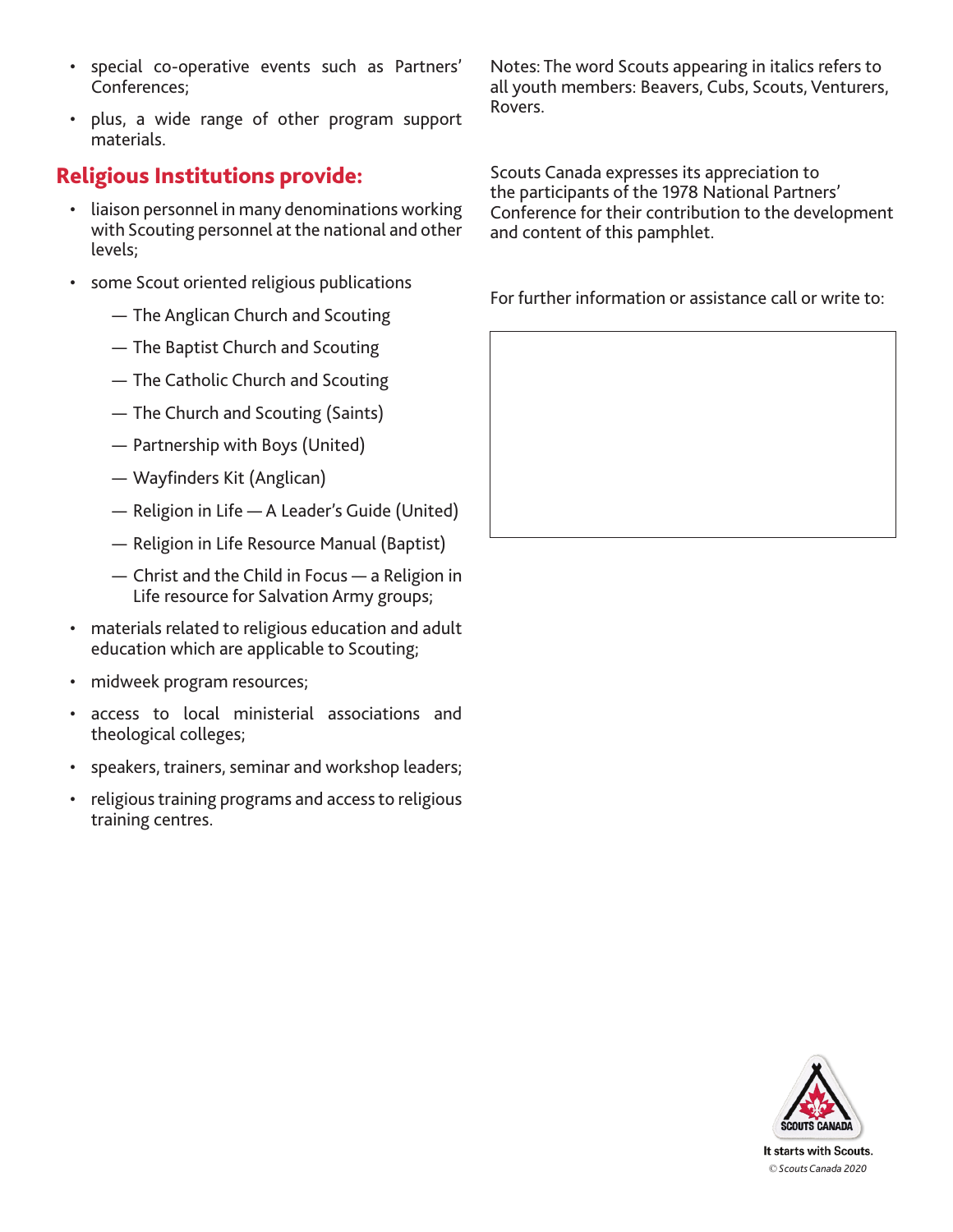- special co-operative events such as Partners' Conferences;
- plus, a wide range of other program support materials.

## Religious Institutions provide:

- liaison personnel in many denominations working with Scouting personnel at the national and other levels;
- some Scout oriented religious publications
  - — The Anglican Church and Scouting
  - — The Baptist Church and Scouting
  - — The Catholic Church and Scouting
  - — The Church and Scouting (Saints)
  - — Partnership with Boys (United)
  - — Wayfinders Kit (Anglican)
  - — Religion in Life — A Leader's Guide (United)
  - — Religion in Life Resource Manual (Baptist)
  - — Christ and the Child in Focus — a Religion in Life resource for Salvation Army groups;
- materials related to religious education and adult education which are applicable to Scouting;
- midweek program resources;
- access to local ministerial associations and theological colleges;
- speakers, trainers, seminar and workshop leaders;
- religious training programs and access to religious training centres.

Notes: The word Scouts appearing in italics refers to all youth members: Beavers, Cubs, Scouts, Venturers, Rovers.

Scouts Canada expresses its appreciation to the participants of the 1978 National Partners' Conference for their contribution to the development and content of this pamphlet.

For further information or assistance call or write to:

SCOUTS CANADA

It starts with Scouts.

© Scouts Canada 2020